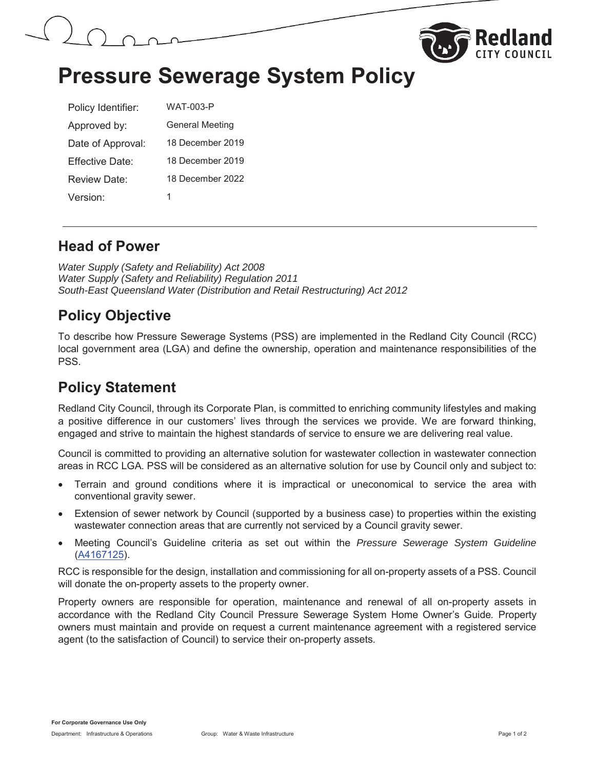# Pressure Sewerage System Policy

| Policy Identifier: | WAT-003-P |
|---|---|
| Approved by: | General Meeting |
| Date of Approval: | 18 December 2019 |
| Effective Date: | 18 December 2019 |
| Review Date: | 18 December 2022 |
| Version: | 1 |

## Head of Power

*Water Supply (Safety and Reliability) Act 2008*
*Water Supply (Safety and Reliability) Regulation 2011*
*South-East Queensland Water (Distribution and Retail Restructuring) Act 2012*

## Policy Objective

To describe how Pressure Sewerage Systems (PSS) are implemented in the Redland City Council (RCC) local government area (LGA) and define the ownership, operation and maintenance responsibilities of the PSS.

## Policy Statement

Redland City Council, through its Corporate Plan, is committed to enriching community lifestyles and making a positive difference in our customers' lives through the services we provide. We are forward thinking, engaged and strive to maintain the highest standards of service to ensure we are delivering real value.

Council is committed to providing an alternative solution for wastewater collection in wastewater connection areas in RCC LGA. PSS will be considered as an alternative solution for use by Council only and subject to:

- Terrain and ground conditions where it is impractical or uneconomical to service the area with conventional gravity sewer.
- Extension of sewer network by Council (supported by a business case) to properties within the existing wastewater connection areas that are currently not serviced by a Council gravity sewer.
- Meeting Council's Guideline criteria as set out within the *Pressure Sewerage System Guideline* (A4167125).

RCC is responsible for the design, installation and commissioning for all on-property assets of a PSS. Council will donate the on-property assets to the property owner.

Property owners are responsible for operation, maintenance and renewal of all on-property assets in accordance with the Redland City Council Pressure Sewerage System Home Owner's Guide. Property owners must maintain and provide on request a current maintenance agreement with a registered service agent (to the satisfaction of Council) to service their on-property assets.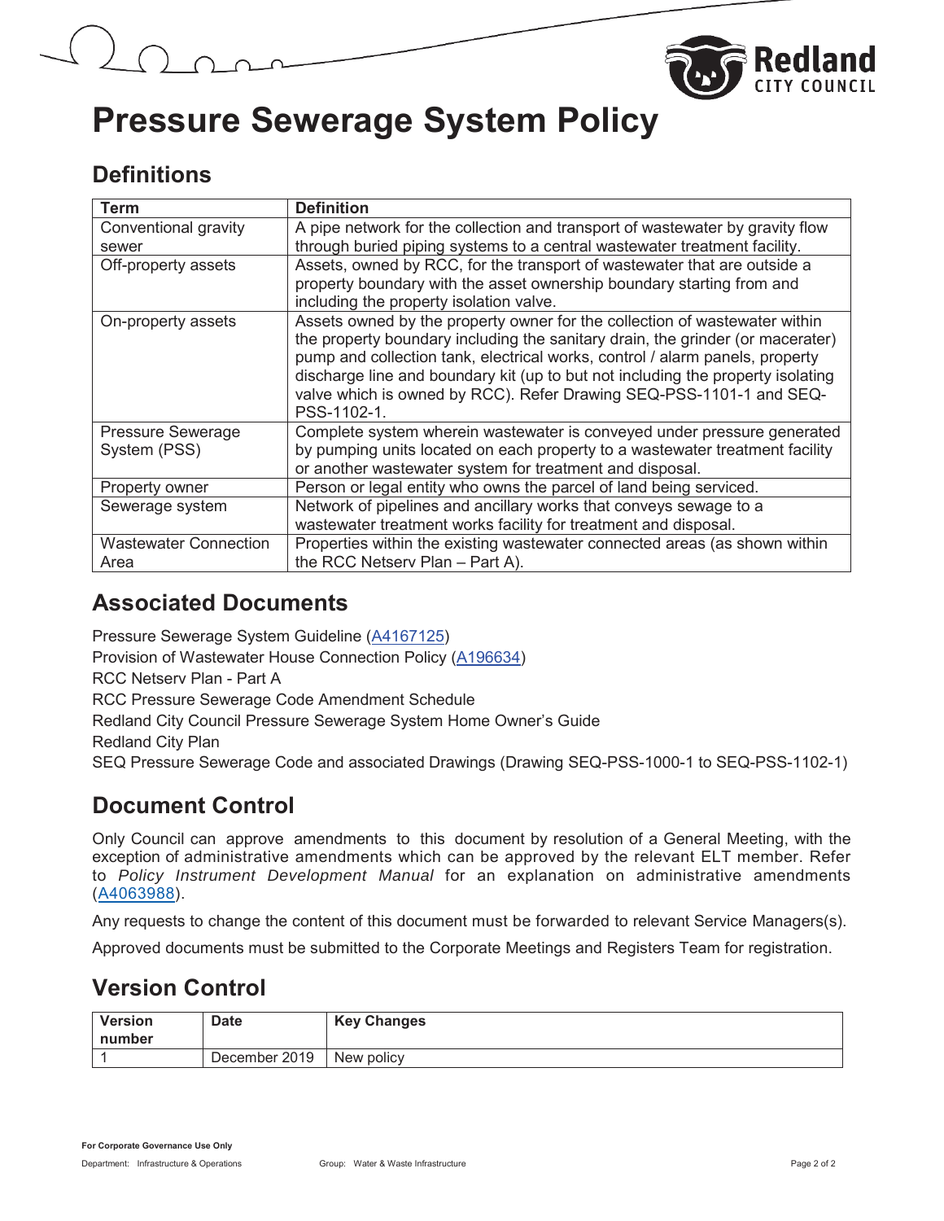# Pressure Sewerage System Policy

## Definitions

| Term | Definition |
|---|---|
| Conventional gravity sewer | A pipe network for the collection and transport of wastewater by gravity flow through buried piping systems to a central wastewater treatment facility. |
| Off-property assets | Assets, owned by RCC, for the transport of wastewater that are outside a property boundary with the asset ownership boundary starting from and including the property isolation valve. |
| On-property assets | Assets owned by the property owner for the collection of wastewater within the property boundary including the sanitary drain, the grinder (or macerater) pump and collection tank, electrical works, control / alarm panels, property discharge line and boundary kit (up to but not including the property isolating valve which is owned by RCC). Refer Drawing SEQ-PSS-1101-1 and SEQ-PSS-1102-1. |
| Pressure Sewerage System (PSS) | Complete system wherein wastewater is conveyed under pressure generated by pumping units located on each property to a wastewater treatment facility or another wastewater system for treatment and disposal. |
| Property owner | Person or legal entity who owns the parcel of land being serviced. |
| Sewerage system | Network of pipelines and ancillary works that conveys sewage to a wastewater treatment works facility for treatment and disposal. |
| Wastewater Connection Area | Properties within the existing wastewater connected areas (as shown within the RCC Netserv Plan – Part A). |

## Associated Documents

Pressure Sewerage System Guideline (A4167125)
Provision of Wastewater House Connection Policy (A196634)
RCC Netserv Plan - Part A
RCC Pressure Sewerage Code Amendment Schedule
Redland City Council Pressure Sewerage System Home Owner's Guide
Redland City Plan
SEQ Pressure Sewerage Code and associated Drawings (Drawing SEQ-PSS-1000-1 to SEQ-PSS-1102-1)

## Document Control

Only Council can approve amendments to this document by resolution of a General Meeting, with the exception of administrative amendments which can be approved by the relevant ELT member. Refer to *Policy Instrument Development Manual* for an explanation on administrative amendments (A4063988).

Any requests to change the content of this document must be forwarded to relevant Service Managers(s).

Approved documents must be submitted to the Corporate Meetings and Registers Team for registration.

## Version Control

| Version number | Date | Key Changes |
|---|---|---|
| 1 | December 2019 | New policy |

**For Corporate Governance Use Only**

Department: Infrastructure & Operations Group: Water & Waste Infrastructure